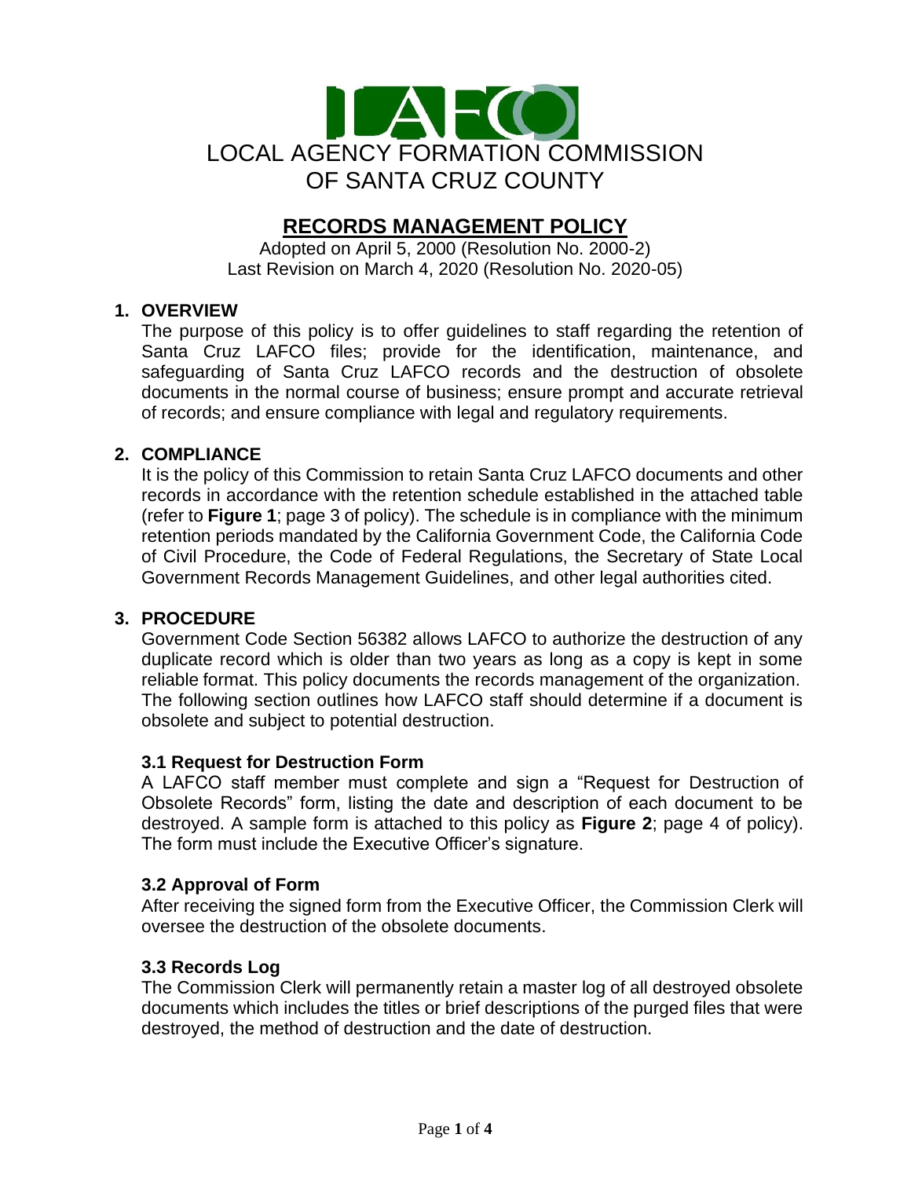LOCAL AGENCY FORMATION COMMISSION
OF SANTA CRUZ COUNTY

# RECORDS MANAGEMENT POLICY

Adopted on April 5, 2000 (Resolution No. 2000-2)
Last Revision on March 4, 2020 (Resolution No. 2020-05)

## 1. OVERVIEW

The purpose of this policy is to offer guidelines to staff regarding the retention of Santa Cruz LAFCO files; provide for the identification, maintenance, and safeguarding of Santa Cruz LAFCO records and the destruction of obsolete documents in the normal course of business; ensure prompt and accurate retrieval of records; and ensure compliance with legal and regulatory requirements.

## 2. COMPLIANCE

It is the policy of this Commission to retain Santa Cruz LAFCO documents and other records in accordance with the retention schedule established in the attached table (refer to **Figure 1**; page 3 of policy). The schedule is in compliance with the minimum retention periods mandated by the California Government Code, the California Code of Civil Procedure, the Code of Federal Regulations, the Secretary of State Local Government Records Management Guidelines, and other legal authorities cited.

## 3. PROCEDURE

Government Code Section 56382 allows LAFCO to authorize the destruction of any duplicate record which is older than two years as long as a copy is kept in some reliable format. This policy documents the records management of the organization. The following section outlines how LAFCO staff should determine if a document is obsolete and subject to potential destruction.

### 3.1 Request for Destruction Form

A LAFCO staff member must complete and sign a "Request for Destruction of Obsolete Records" form, listing the date and description of each document to be destroyed. A sample form is attached to this policy as **Figure 2**; page 4 of policy). The form must include the Executive Officer's signature.

### 3.2 Approval of Form

After receiving the signed form from the Executive Officer, the Commission Clerk will oversee the destruction of the obsolete documents.

### 3.3 Records Log

The Commission Clerk will permanently retain a master log of all destroyed obsolete documents which includes the titles or brief descriptions of the purged files that were destroyed, the method of destruction and the date of destruction.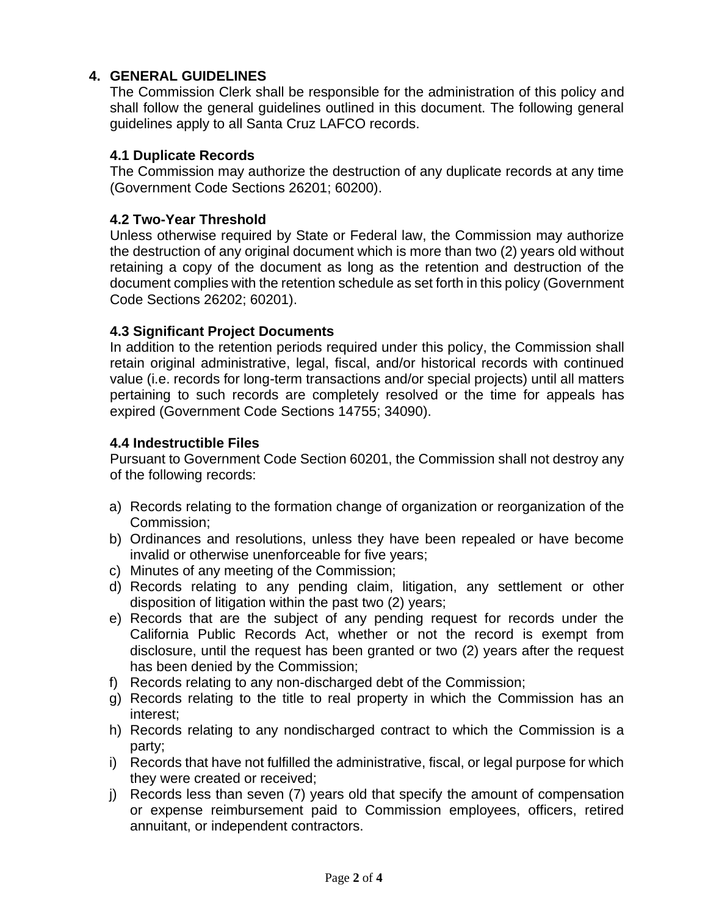## 4. GENERAL GUIDELINES

The Commission Clerk shall be responsible for the administration of this policy and shall follow the general guidelines outlined in this document. The following general guidelines apply to all Santa Cruz LAFCO records.

### 4.1 Duplicate Records

The Commission may authorize the destruction of any duplicate records at any time (Government Code Sections 26201; 60200).

### 4.2 Two-Year Threshold

Unless otherwise required by State or Federal law, the Commission may authorize the destruction of any original document which is more than two (2) years old without retaining a copy of the document as long as the retention and destruction of the document complies with the retention schedule as set forth in this policy (Government Code Sections 26202; 60201).

### 4.3 Significant Project Documents

In addition to the retention periods required under this policy, the Commission shall retain original administrative, legal, fiscal, and/or historical records with continued value (i.e. records for long-term transactions and/or special projects) until all matters pertaining to such records are completely resolved or the time for appeals has expired (Government Code Sections 14755; 34090).

### 4.4 Indestructible Files

Pursuant to Government Code Section 60201, the Commission shall not destroy any of the following records:

a) Records relating to the formation change of organization or reorganization of the Commission;
b) Ordinances and resolutions, unless they have been repealed or have become invalid or otherwise unenforceable for five years;
c) Minutes of any meeting of the Commission;
d) Records relating to any pending claim, litigation, any settlement or other disposition of litigation within the past two (2) years;
e) Records that are the subject of any pending request for records under the California Public Records Act, whether or not the record is exempt from disclosure, until the request has been granted or two (2) years after the request has been denied by the Commission;
f) Records relating to any non-discharged debt of the Commission;
g) Records relating to the title to real property in which the Commission has an interest;
h) Records relating to any nondischarged contract to which the Commission is a party;
i) Records that have not fulfilled the administrative, fiscal, or legal purpose for which they were created or received;
j) Records less than seven (7) years old that specify the amount of compensation or expense reimbursement paid to Commission employees, officers, retired annuitant, or independent contractors.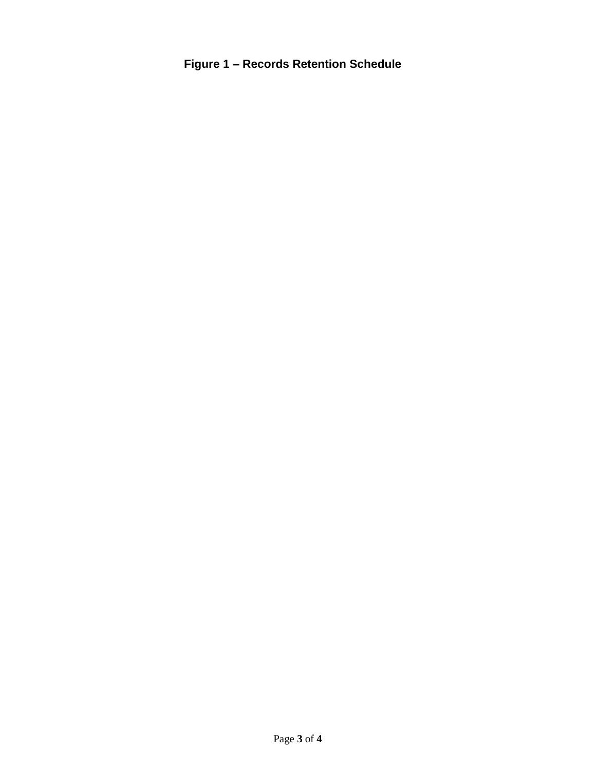**Figure 1 – Records Retention Schedule**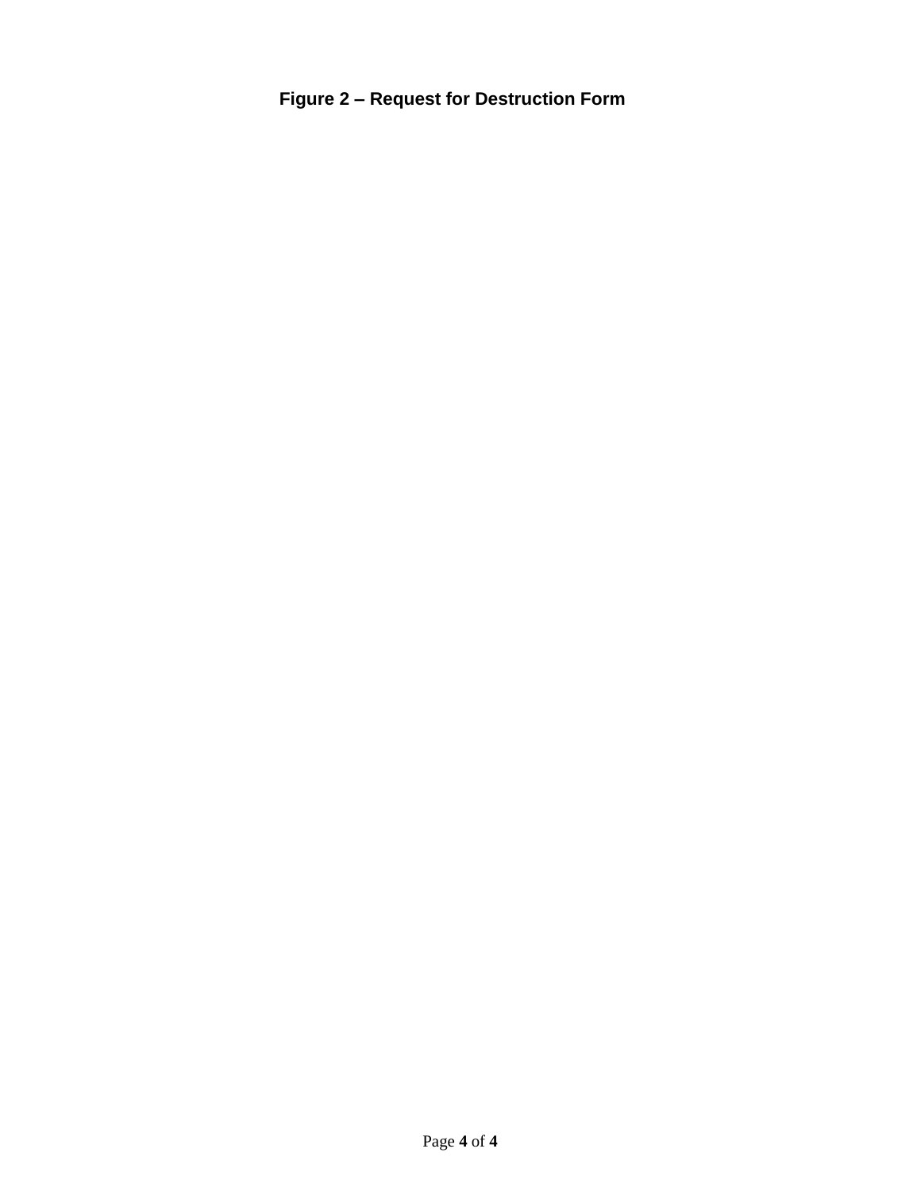**Figure 2 – Request for Destruction Form**